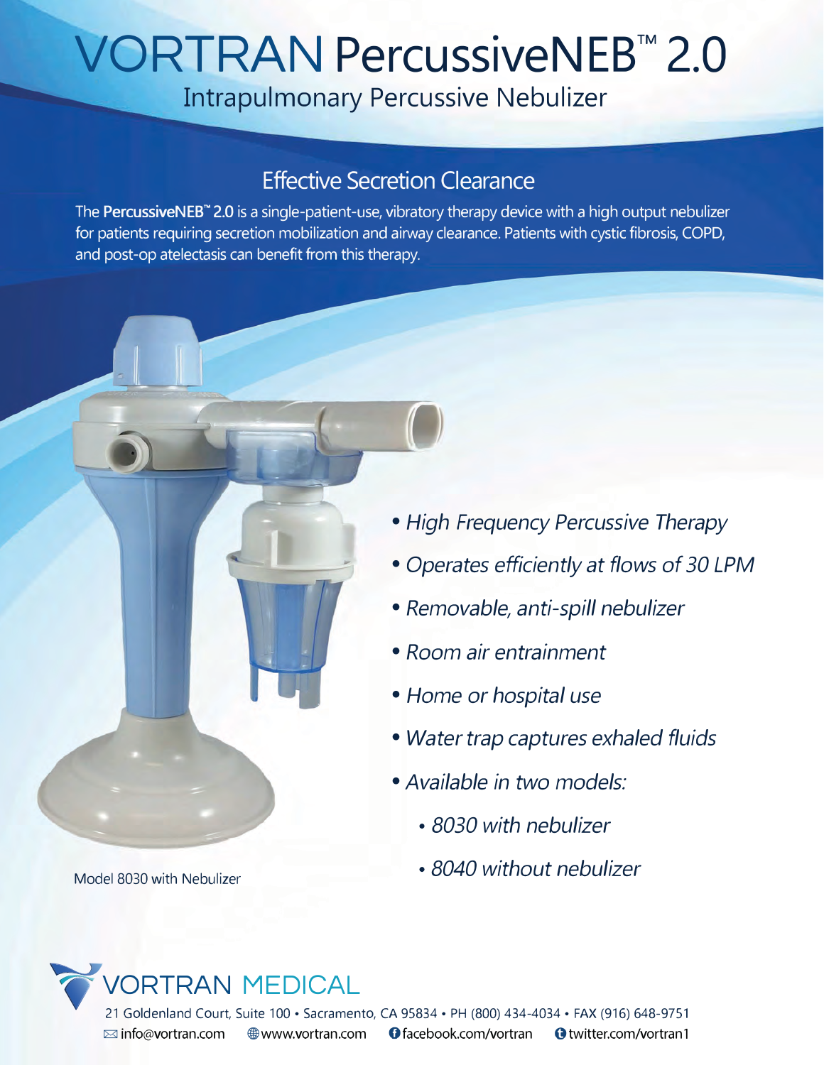# VORTRAN PercussiveNEB™ 2.0

## Intrapulmonary Percussive Nebulizer

### Effective Secretion Clearance

The **PercussiveNEB™ 2.0** is a single-patient-use, vibratory therapy device with a high output nebulizer for patients requiring secretion mobilization and airway clearance. Patients with cystic fibrosis, COPD, and post-op atelectasis can benefit from this therapy.

- *High Frequency Percussive Therapy*
- *Operates efficiently at flows of 30 LPM*
- *Removable, anti-spill nebulizer*
- *Room air entrainment*
- *Home or hospital use*
- *Water trap captures exhaled fluids*
- *Available in two models:*
  - *8030 with nebulizer*
  - *8040 without nebulizer*

Model 8030 with Nebulizer

VORTRAN MEDICAL

21 Goldenland Court, Suite 100 • Sacramento, CA 95834 • PH (800) 434-4034 • FAX (916) 648-9751

info@vortran.com   www.vortran.com   facebook.com/vortran   twitter.com/vortran1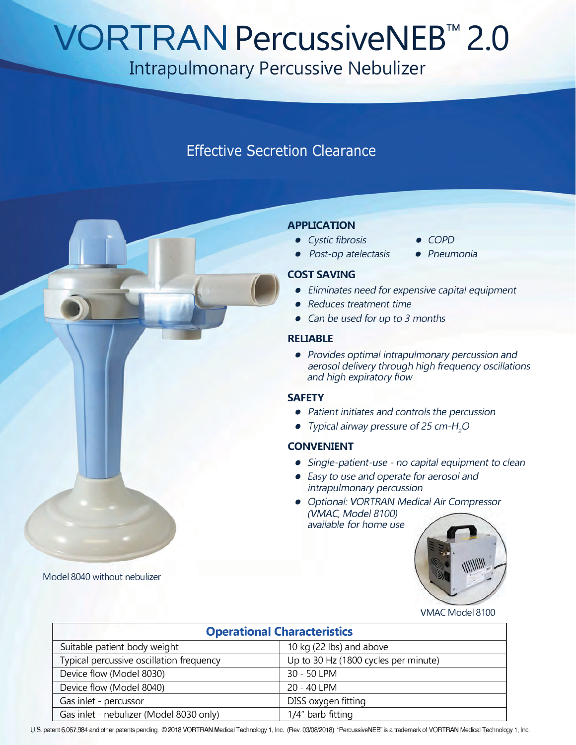# VORTRAN PercussiveNEB™ 2.0

## Intrapulmonary Percussive Nebulizer

Effective Secretion Clearance

### APPLICATION

- *Cystic fibrosis*
- *COPD*
- *Post-op atelectasis*
- *Pneumonia*

### COST SAVING

- *Eliminates need for expensive capital equipment*
- *Reduces treatment time*
- *Can be used for up to 3 months*

### RELIABLE

- *Provides optimal intrapulmonary percussion and aerosol delivery through high frequency oscillations and high expiratory flow*

### SAFETY

- *Patient initiates and controls the percussion*
- *Typical airway pressure of 25 cm-$H_2O$*

### CONVENIENT

- *Single-patient-use - no capital equipment to clean*
- *Easy to use and operate for aerosol and intrapulmonary percussion*
- *Optional: VORTRAN Medical Air Compressor (VMAC, Model 8100) available for home use*

Model 8040 without nebulizer

VMAC Model 8100

| Operational Characteristics | |
|---|---|
| Suitable patient body weight | 10 kg (22 lbs) and above |
| Typical percussive oscillation frequency | Up to 30 Hz (1800 cycles per minute) |
| Device flow (Model 8030) | 30 - 50 LPM |
| Device flow (Model 8040) | 20 - 40 LPM |
| Gas inlet - percussor | DISS oxygen fitting |
| Gas inlet - nebulizer (Model 8030 only) | 1/4" barb fitting |

U.S. patent 6,067,984 and other patents pending. © 2018 VORTRAN Medical Technology 1, Inc. (Rev. 03/08/2018) "PercussiveNEB" is a trademark of VORTRAN Medical Technology 1, Inc.